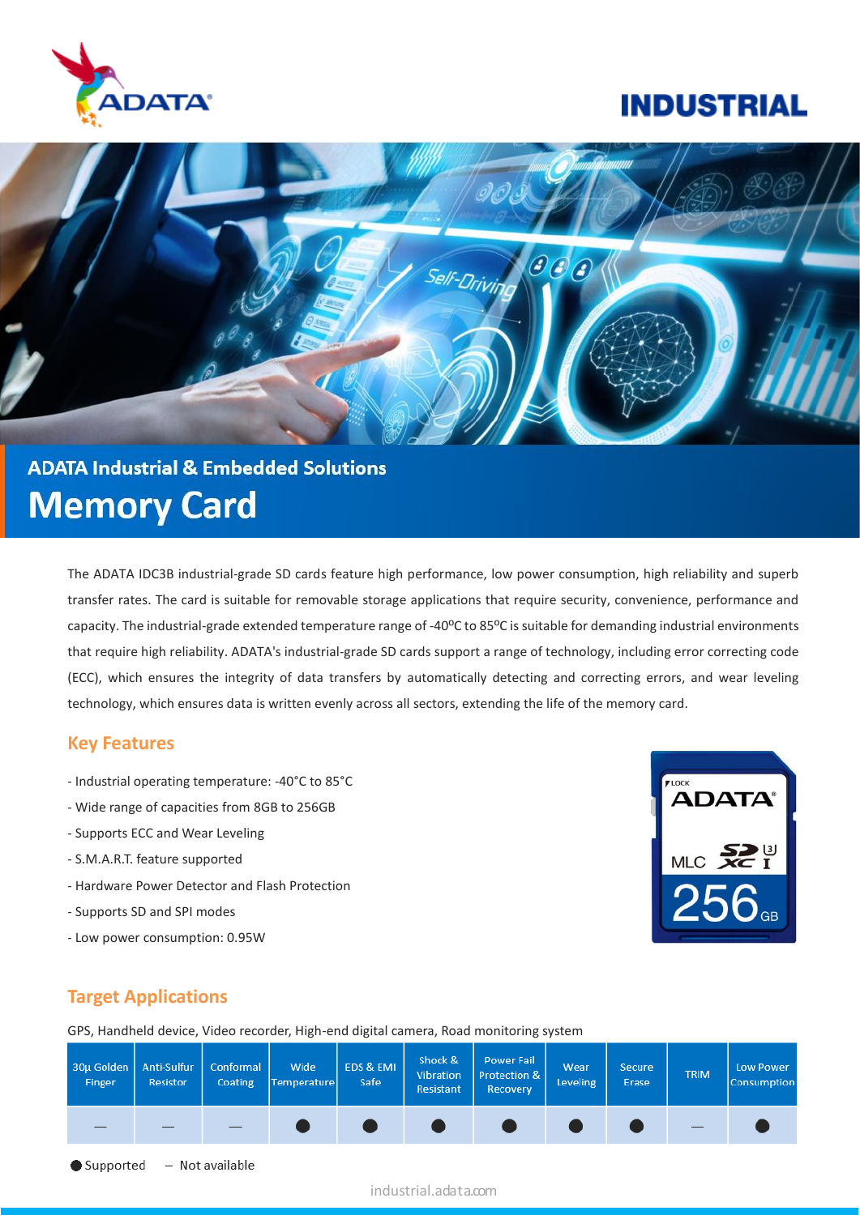ADATA

# INDUSTRIAL

ADATA Industrial & Embedded Solutions

# Memory Card

The ADATA IDC3B industrial-grade SD cards feature high performance, low power consumption, high reliability and superb transfer rates. The card is suitable for removable storage applications that require security, convenience, performance and capacity. The industrial-grade extended temperature range of -40ºC to 85ºC is suitable for demanding industrial environments that require high reliability. ADATA's industrial-grade SD cards support a range of technology, including error correcting code (ECC), which ensures the integrity of data transfers by automatically detecting and correcting errors, and wear leveling technology, which ensures data is written evenly across all sectors, extending the life of the memory card.

## Key Features

- Industrial operating temperature: -40°C to 85°C
- Wide range of capacities from 8GB to 256GB
- Supports ECC and Wear Leveling
- S.M.A.R.T. feature supported
- Hardware Power Detector and Flash Protection
- Supports SD and SPI modes
- Low power consumption: 0.95W

## Target Applications

GPS, Handheld device, Video recorder, High-end digital camera, Road monitoring system

| 30µ Golden Finger | Anti-Sulfur Resistor | Conformal Coating | Wide Temperature | EDS & EMI Safe | Shock & Vibration Resistant | Power Fail Protection & Recovery | Wear Leveling | Secure Erase | TRIM | Low Power Consumption |
|---|---|---|---|---|---|---|---|---|---|---|
| — | — | — | ● | ● | ● | ● | ● | ● | — | ● |

● Supported — Not available

industrial.adata.com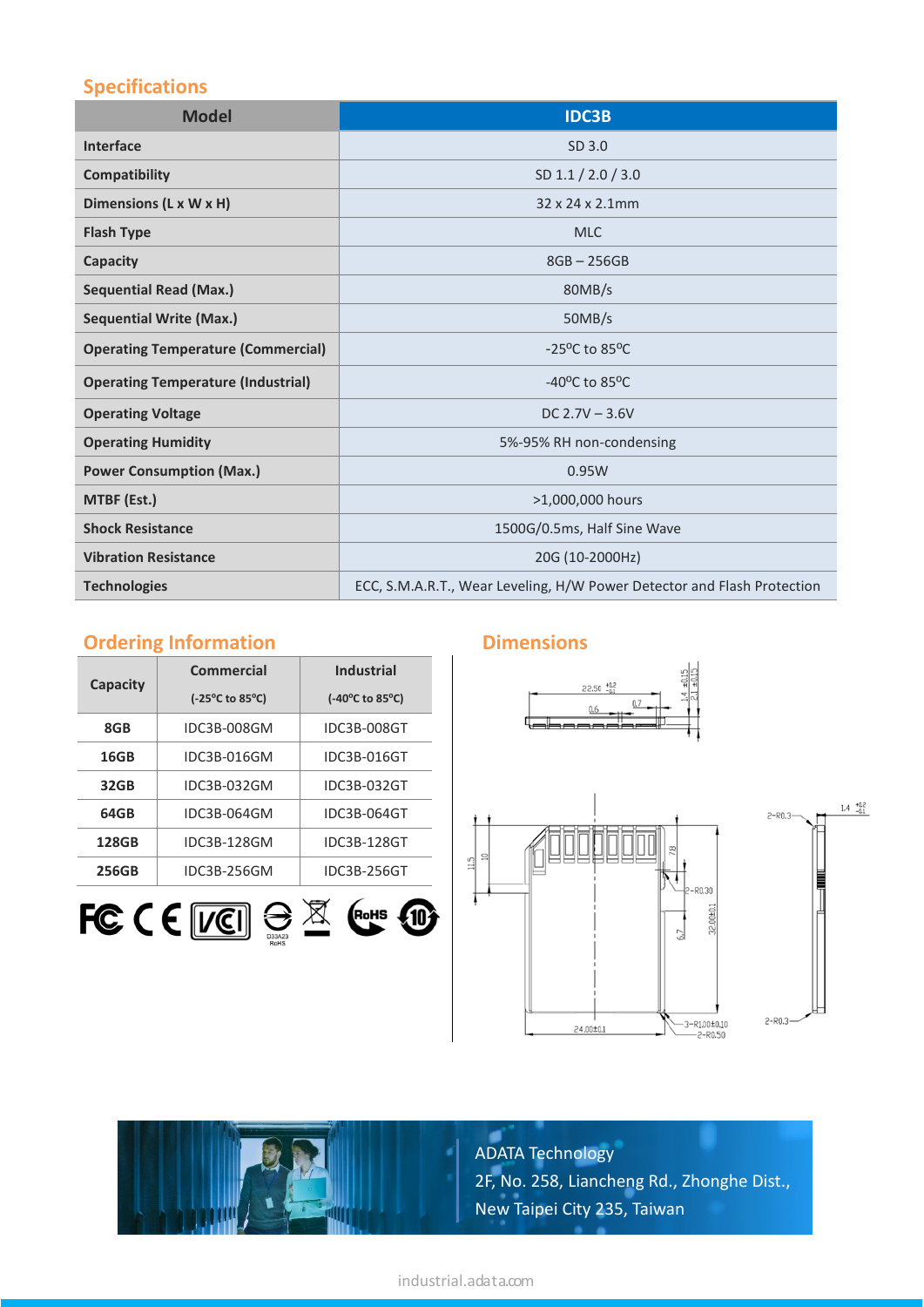## Specifications

| Model | IDC3B |
|---|---|
| Interface | SD 3.0 |
| Compatibility | SD 1.1 / 2.0 / 3.0 |
| Dimensions (L x W x H) | 32 x 24 x 2.1mm |
| Flash Type | MLC |
| Capacity | 8GB – 256GB |
| Sequential Read (Max.) | 80MB/s |
| Sequential Write (Max.) | 50MB/s |
| Operating Temperature (Commercial) | -25ºC to 85ºC |
| Operating Temperature (Industrial) | -40ºC to 85ºC |
| Operating Voltage | DC 2.7V – 3.6V |
| Operating Humidity | 5%-95% RH non-condensing |
| Power Consumption (Max.) | 0.95W |
| MTBF (Est.) | >1,000,000 hours |
| Shock Resistance | 1500G/0.5ms, Half Sine Wave |
| Vibration Resistance | 20G (10-2000Hz) |
| Technologies | ECC, S.M.A.R.T., Wear Leveling, H/W Power Detector and Flash Protection |

## Ordering Information

| Capacity | Commercial (-25ºC to 85ºC) | Industrial (-40ºC to 85ºC) |
|---|---|---|
| 8GB | IDC3B-008GM | IDC3B-008GT |
| 16GB | IDC3B-016GM | IDC3B-016GT |
| 32GB | IDC3B-032GM | IDC3B-032GT |
| 64GB | IDC3B-064GM | IDC3B-064GT |
| 128GB | IDC3B-128GM | IDC3B-128GT |
| 256GB | IDC3B-256GM | IDC3B-256GT |

D33A23
RoHS

## Dimensions

22.50 +0.2 -0.1
0.6
0.7
1.4 ±0.15
2.1 ±0.15
11.5
10
7.8
2-R0.30
6.7
32.00±0.1
24.00±0.1
3-R1.00±0.10
2-R0.50
2-R0.3
1.4 +0.2 -0.1
2-R0.3

ADATA Technology
2F, No. 258, Liancheng Rd., Zhonghe Dist.,
New Taipei City 235, Taiwan

industrial.adata.com